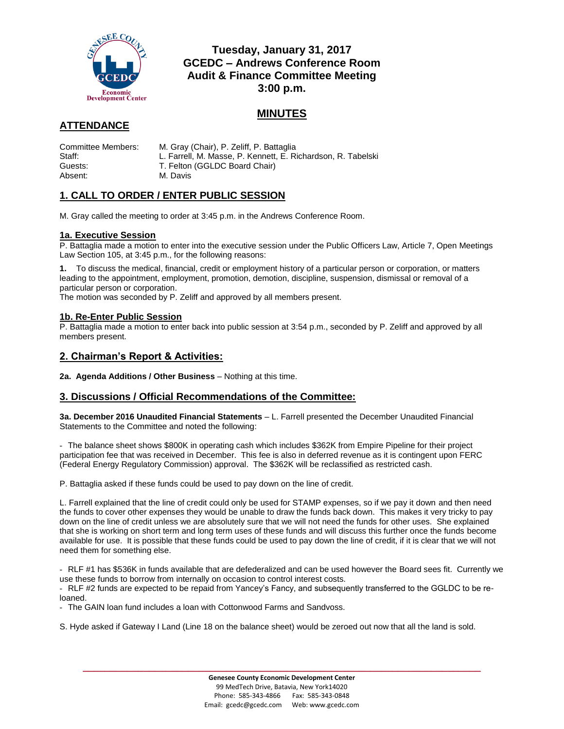# Tuesday, January 31, 2017
# GCEDC – Andrews Conference Room
# Audit & Finance Committee Meeting
# 3:00 p.m.

## MINUTES

## ATTENDANCE

| | |
|---|---|
| Committee Members: | M. Gray (Chair), P. Zeliff, P. Battaglia |
| Staff: | L. Farrell, M. Masse, P. Kennett, E. Richardson, R. Tabelski |
| Guests: | T. Felton (GGLDC Board Chair) |
| Absent: | M. Davis |

## 1. CALL TO ORDER / ENTER PUBLIC SESSION

M. Gray called the meeting to order at 3:45 p.m. in the Andrews Conference Room.

### 1a. Executive Session

P. Battaglia made a motion to enter into the executive session under the Public Officers Law, Article 7, Open Meetings Law Section 105, at 3:45 p.m., for the following reasons:

**1.** To discuss the medical, financial, credit or employment history of a particular person or corporation, or matters leading to the appointment, employment, promotion, demotion, discipline, suspension, dismissal or removal of a particular person or corporation.

The motion was seconded by P. Zeliff and approved by all members present.

### 1b. Re-Enter Public Session

P. Battaglia made a motion to enter back into public session at 3:54 p.m., seconded by P. Zeliff and approved by all members present.

## 2. Chairman's Report & Activities:

**2a. Agenda Additions / Other Business** – Nothing at this time.

## 3. Discussions / Official Recommendations of the Committee:

**3a. December 2016 Unaudited Financial Statements** – L. Farrell presented the December Unaudited Financial Statements to the Committee and noted the following:

- The balance sheet shows $800K in operating cash which includes $362K from Empire Pipeline for their project participation fee that was received in December. This fee is also in deferred revenue as it is contingent upon FERC (Federal Energy Regulatory Commission) approval. The $362K will be reclassified as restricted cash.

P. Battaglia asked if these funds could be used to pay down on the line of credit.

L. Farrell explained that the line of credit could only be used for STAMP expenses, so if we pay it down and then need the funds to cover other expenses they would be unable to draw the funds back down. This makes it very tricky to pay down on the line of credit unless we are absolutely sure that we will not need the funds for other uses. She explained that she is working on short term and long term uses of these funds and will discuss this further once the funds become available for use. It is possible that these funds could be used to pay down the line of credit, if it is clear that we will not need them for something else.

- RLF #1 has $536K in funds available that are defederalized and can be used however the Board sees fit. Currently we use these funds to borrow from internally on occasion to control interest costs.
- RLF #2 funds are expected to be repaid from Yancey's Fancy, and subsequently transferred to the GGLDC to be re-loaned.
- The GAIN loan fund includes a loan with Cottonwood Farms and Sandvoss.

S. Hyde asked if Gateway I Land (Line 18 on the balance sheet) would be zeroed out now that all the land is sold.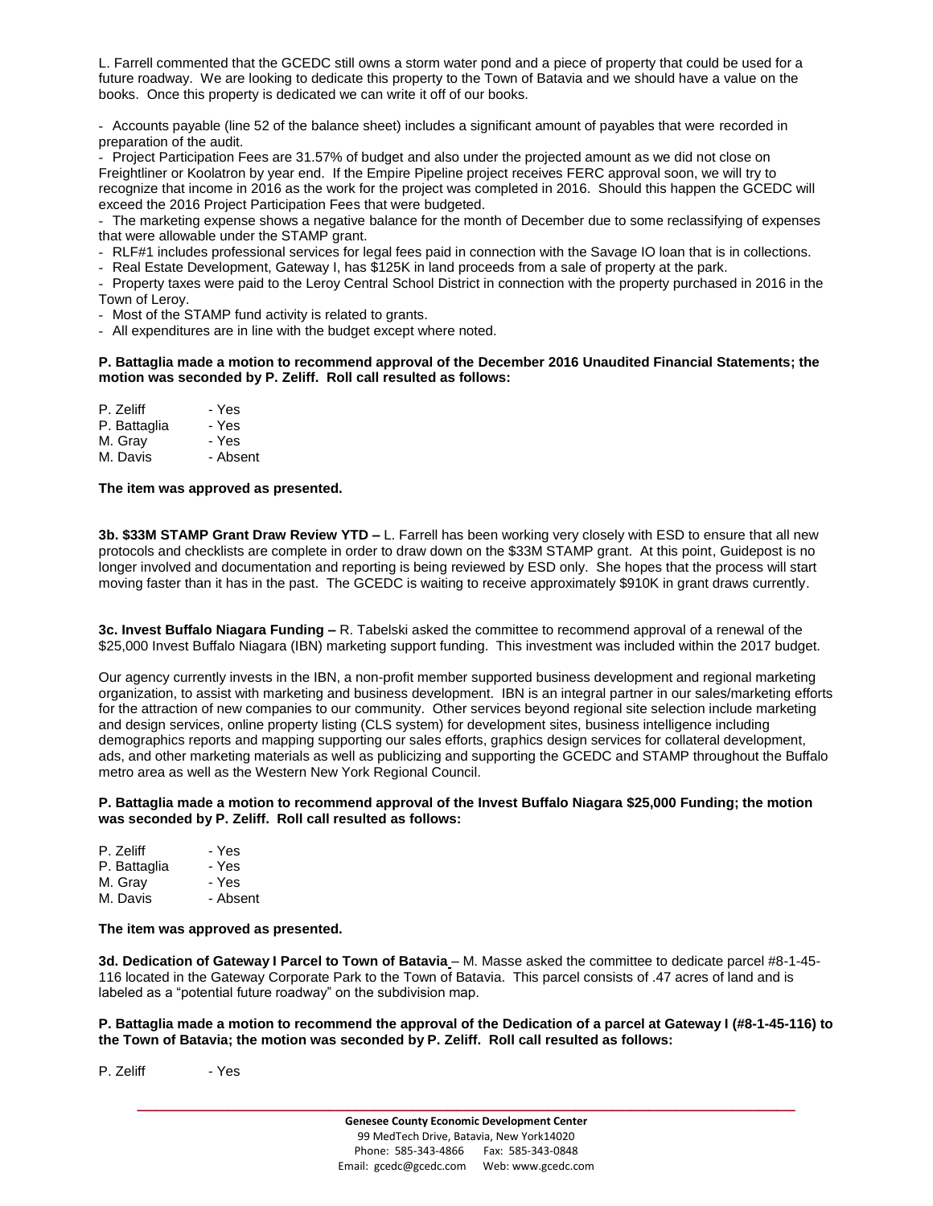L. Farrell commented that the GCEDC still owns a storm water pond and a piece of property that could be used for a future roadway. We are looking to dedicate this property to the Town of Batavia and we should have a value on the books. Once this property is dedicated we can write it off of our books.

- Accounts payable (line 52 of the balance sheet) includes a significant amount of payables that were recorded in preparation of the audit.
- Project Participation Fees are 31.57% of budget and also under the projected amount as we did not close on Freightliner or Koolatron by year end. If the Empire Pipeline project receives FERC approval soon, we will try to recognize that income in 2016 as the work for the project was completed in 2016. Should this happen the GCEDC will exceed the 2016 Project Participation Fees that were budgeted.
- The marketing expense shows a negative balance for the month of December due to some reclassifying of expenses that were allowable under the STAMP grant.
- RLF#1 includes professional services for legal fees paid in connection with the Savage IO loan that is in collections.
- Real Estate Development, Gateway I, has $125K in land proceeds from a sale of property at the park.
- Property taxes were paid to the Leroy Central School District in connection with the property purchased in 2016 in the Town of Leroy.
- Most of the STAMP fund activity is related to grants.
- All expenditures are in line with the budget except where noted.

**P. Battaglia made a motion to recommend approval of the December 2016 Unaudited Financial Statements; the motion was seconded by P. Zeliff. Roll call resulted as follows:**

P. Zeliff - Yes
P. Battaglia - Yes
M. Gray - Yes
M. Davis - Absent

**The item was approved as presented.**

**3b. $33M STAMP Grant Draw Review YTD –** L. Farrell has been working very closely with ESD to ensure that all new protocols and checklists are complete in order to draw down on the $33M STAMP grant. At this point, Guidepost is no longer involved and documentation and reporting is being reviewed by ESD only. She hopes that the process will start moving faster than it has in the past. The GCEDC is waiting to receive approximately $910K in grant draws currently.

**3c. Invest Buffalo Niagara Funding –** R. Tabelski asked the committee to recommend approval of a renewal of the $25,000 Invest Buffalo Niagara (IBN) marketing support funding. This investment was included within the 2017 budget.

Our agency currently invests in the IBN, a non-profit member supported business development and regional marketing organization, to assist with marketing and business development. IBN is an integral partner in our sales/marketing efforts for the attraction of new companies to our community. Other services beyond regional site selection include marketing and design services, online property listing (CLS system) for development sites, business intelligence including demographics reports and mapping supporting our sales efforts, graphics design services for collateral development, ads, and other marketing materials as well as publicizing and supporting the GCEDC and STAMP throughout the Buffalo metro area as well as the Western New York Regional Council.

**P. Battaglia made a motion to recommend approval of the Invest Buffalo Niagara $25,000 Funding; the motion was seconded by P. Zeliff. Roll call resulted as follows:**

P. Zeliff - Yes
P. Battaglia - Yes
M. Gray - Yes
M. Davis - Absent

**The item was approved as presented.**

**3d. Dedication of Gateway I Parcel to Town of Batavia** – M. Masse asked the committee to dedicate parcel #8-1-45-116 located in the Gateway Corporate Park to the Town of Batavia. This parcel consists of .47 acres of land and is labeled as a "potential future roadway" on the subdivision map.

**P. Battaglia made a motion to recommend the approval of the Dedication of a parcel at Gateway I (#8-1-45-116) to the Town of Batavia; the motion was seconded by P. Zeliff. Roll call resulted as follows:**

P. Zeliff - Yes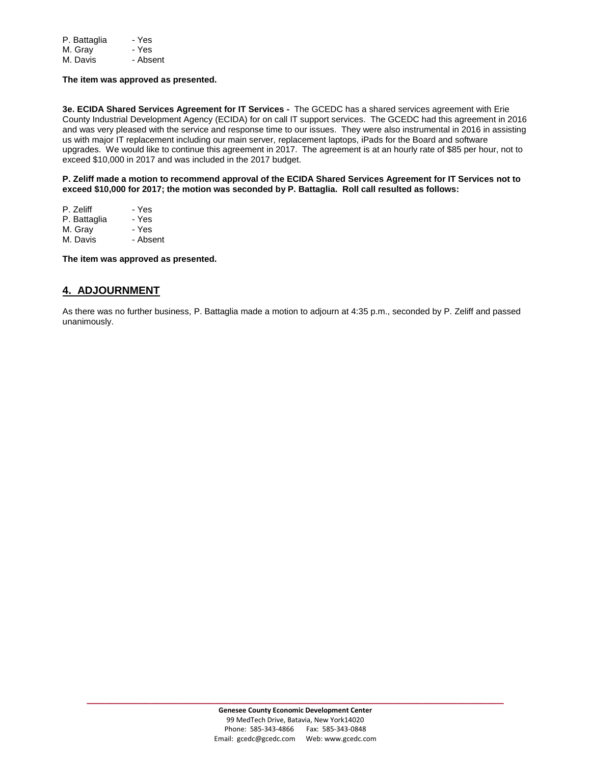P. Battaglia - Yes
M. Gray - Yes
M. Davis - Absent

**The item was approved as presented.**

**3e. ECIDA Shared Services Agreement for IT Services -** The GCEDC has a shared services agreement with Erie County Industrial Development Agency (ECIDA) for on call IT support services. The GCEDC had this agreement in 2016 and was very pleased with the service and response time to our issues. They were also instrumental in 2016 in assisting us with major IT replacement including our main server, replacement laptops, iPads for the Board and software upgrades. We would like to continue this agreement in 2017. The agreement is at an hourly rate of $85 per hour, not to exceed $10,000 in 2017 and was included in the 2017 budget.

**P. Zeliff made a motion to recommend approval of the ECIDA Shared Services Agreement for IT Services not to exceed $10,000 for 2017; the motion was seconded by P. Battaglia. Roll call resulted as follows:**

P. Zeliff - Yes
P. Battaglia - Yes
M. Gray - Yes
M. Davis - Absent

**The item was approved as presented.**

## 4. ADJOURNMENT

As there was no further business, P. Battaglia made a motion to adjourn at 4:35 p.m., seconded by P. Zeliff and passed unanimously.